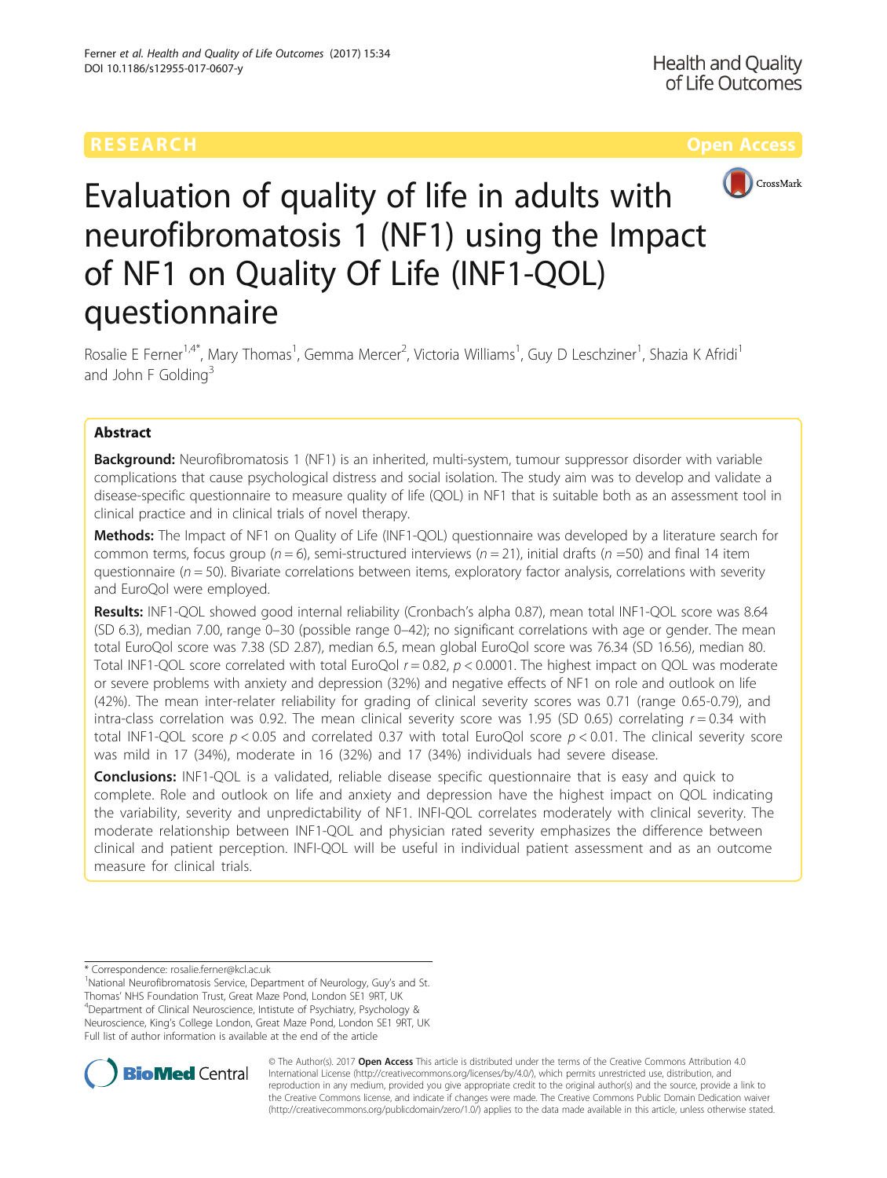RESEARCH Open Access

# Evaluation of quality of life in adults with neurofibromatosis 1 (NF1) using the Impact of NF1 on Quality Of Life (INF1-QOL) questionnaire

Rosalie E Ferner[1,4*], Mary Thomas[1], Gemma Mercer[2], Victoria Williams[1], Guy D Leschziner[1], Shazia K Afridi[1] and John F Golding[3]

## Abstract

**Background:** Neurofibromatosis 1 (NF1) is an inherited, multi-system, tumour suppressor disorder with variable complications that cause psychological distress and social isolation. The study aim was to develop and validate a disease-specific questionnaire to measure quality of life (QOL) in NF1 that is suitable both as an assessment tool in clinical practice and in clinical trials of novel therapy.

**Methods:** The Impact of NF1 on Quality of Life (INF1-QOL) questionnaire was developed by a literature search for common terms, focus group ($n = 6$), semi-structured interviews ($n = 21$), initial drafts ($n = 50$) and final 14 item questionnaire ($n = 50$). Bivariate correlations between items, exploratory factor analysis, correlations with severity and EuroQol were employed.

**Results:** INF1-QOL showed good internal reliability (Cronbach's alpha 0.87), mean total INF1-QOL score was 8.64 (SD 6.3), median 7.00, range 0–30 (possible range 0–42); no significant correlations with age or gender. The mean total EuroQol score was 7.38 (SD 2.87), median 6.5, mean global EuroQol score was 76.34 (SD 16.56), median 80. Total INF1-QOL score correlated with total EuroQol $r = 0.82$, $p < 0.0001$. The highest impact on QOL was moderate or severe problems with anxiety and depression (32%) and negative effects of NF1 on role and outlook on life (42%). The mean inter-relater reliability for grading of clinical severity scores was 0.71 (range 0.65-0.79), and intra-class correlation was 0.92. The mean clinical severity score was 1.95 (SD 0.65) correlating $r = 0.34$ with total INF1-QOL score $p < 0.05$ and correlated 0.37 with total EuroQol score $p < 0.01$. The clinical severity score was mild in 17 (34%), moderate in 16 (32%) and 17 (34%) individuals had severe disease.

**Conclusions:** INF1-QOL is a validated, reliable disease specific questionnaire that is easy and quick to complete. Role and outlook on life and anxiety and depression have the highest impact on QOL indicating the variability, severity and unpredictability of NF1. INFI-QOL correlates moderately with clinical severity. The moderate relationship between INF1-QOL and physician rated severity emphasizes the difference between clinical and patient perception. INFI-QOL will be useful in individual patient assessment and as an outcome measure for clinical trials.

---

\* Correspondence: rosalie.ferner@kcl.ac.uk

[1]National Neurofibromatosis Service, Department of Neurology, Guy's and St. Thomas' NHS Foundation Trust, Great Maze Pond, London SE1 9RT, UK

[4]Department of Clinical Neuroscience, Intistute of Psychiatry, Psychology & Neuroscience, King's College London, Great Maze Pond, London SE1 9RT, UK

Full list of author information is available at the end of the article

© The Author(s). 2017 **Open Access** This article is distributed under the terms of the Creative Commons Attribution 4.0 International License (http://creativecommons.org/licenses/by/4.0/), which permits unrestricted use, distribution, and reproduction in any medium, provided you give appropriate credit to the original author(s) and the source, provide a link to the Creative Commons license, and indicate if changes were made. The Creative Commons Public Domain Dedication waiver (http://creativecommons.org/publicdomain/zero/1.0/) applies to the data made available in this article, unless otherwise stated.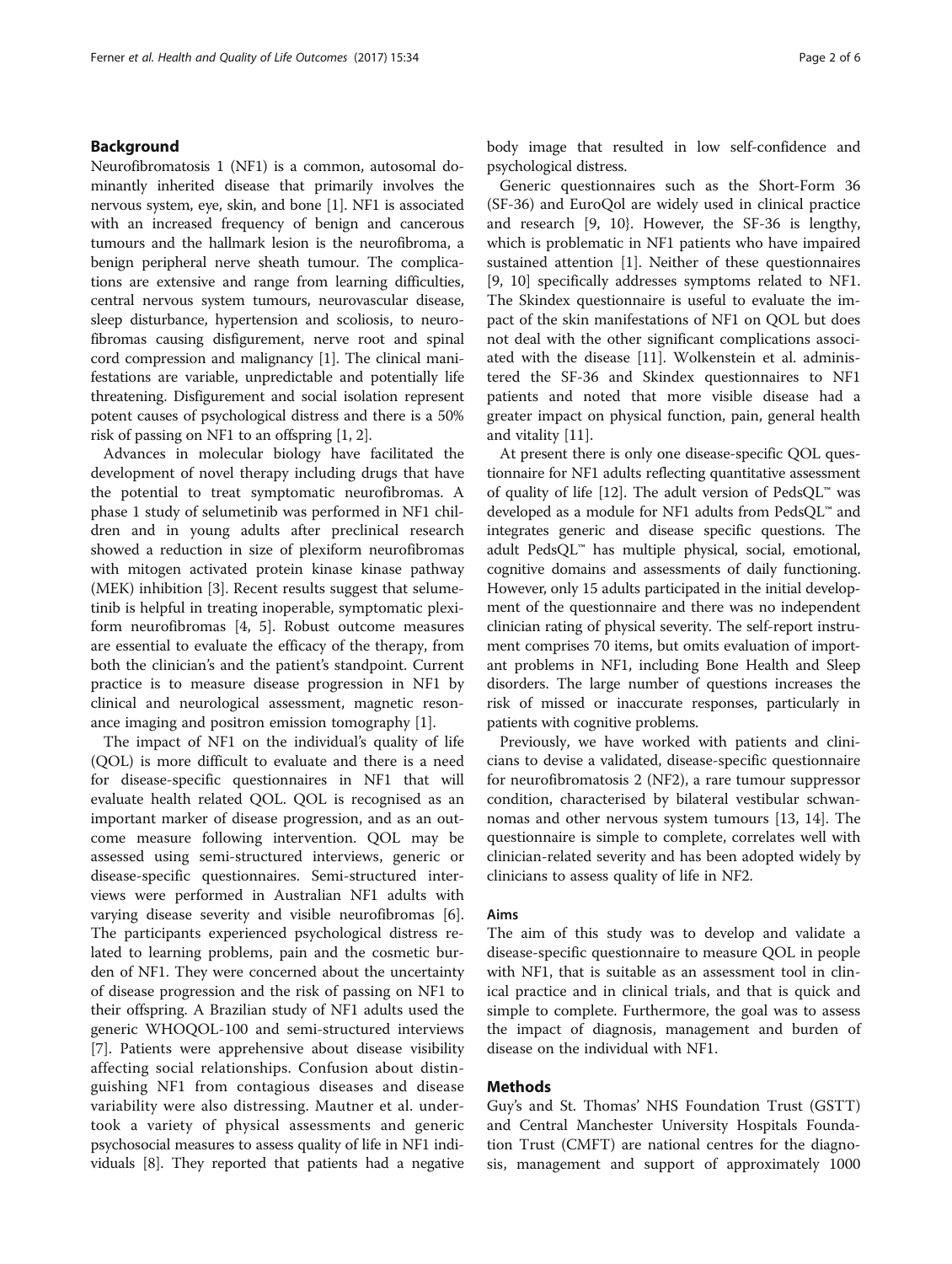## Background

Neurofibromatosis 1 (NF1) is a common, autosomal dominantly inherited disease that primarily involves the nervous system, eye, skin, and bone [1]. NF1 is associated with an increased frequency of benign and cancerous tumours and the hallmark lesion is the neurofibroma, a benign peripheral nerve sheath tumour. The complications are extensive and range from learning difficulties, central nervous system tumours, neurovascular disease, sleep disturbance, hypertension and scoliosis, to neurofibromas causing disfigurement, nerve root and spinal cord compression and malignancy [1]. The clinical manifestations are variable, unpredictable and potentially life threatening. Disfigurement and social isolation represent potent causes of psychological distress and there is a 50% risk of passing on NF1 to an offspring [1, 2].

Advances in molecular biology have facilitated the development of novel therapy including drugs that have the potential to treat symptomatic neurofibromas. A phase 1 study of selumetinib was performed in NF1 children and in young adults after preclinical research showed a reduction in size of plexiform neurofibromas with mitogen activated protein kinase kinase pathway (MEK) inhibition [3]. Recent results suggest that selumetinib is helpful in treating inoperable, symptomatic plexiform neurofibromas [4, 5]. Robust outcome measures are essential to evaluate the efficacy of the therapy, from both the clinician's and the patient's standpoint. Current practice is to measure disease progression in NF1 by clinical and neurological assessment, magnetic resonance imaging and positron emission tomography [1].

The impact of NF1 on the individual's quality of life (QOL) is more difficult to evaluate and there is a need for disease-specific questionnaires in NF1 that will evaluate health related QOL. QOL is recognised as an important marker of disease progression, and as an outcome measure following intervention. QOL may be assessed using semi-structured interviews, generic or disease-specific questionnaires. Semi-structured interviews were performed in Australian NF1 adults with varying disease severity and visible neurofibromas [6]. The participants experienced psychological distress related to learning problems, pain and the cosmetic burden of NF1. They were concerned about the uncertainty of disease progression and the risk of passing on NF1 to their offspring. A Brazilian study of NF1 adults used the generic WHOQOL-100 and semi-structured interviews [7]. Patients were apprehensive about disease visibility affecting social relationships. Confusion about distinguishing NF1 from contagious diseases and disease variability were also distressing. Mautner et al. undertook a variety of physical assessments and generic psychosocial measures to assess quality of life in NF1 individuals [8]. They reported that patients had a negative body image that resulted in low self-confidence and psychological distress.

Generic questionnaires such as the Short-Form 36 (SF-36) and EuroQol are widely used in clinical practice and research [9, 10}. However, the SF-36 is lengthy, which is problematic in NF1 patients who have impaired sustained attention [1]. Neither of these questionnaires [9, 10] specifically addresses symptoms related to NF1. The Skindex questionnaire is useful to evaluate the impact of the skin manifestations of NF1 on QOL but does not deal with the other significant complications associated with the disease [11]. Wolkenstein et al. administered the SF-36 and Skindex questionnaires to NF1 patients and noted that more visible disease had a greater impact on physical function, pain, general health and vitality [11].

At present there is only one disease-specific QOL questionnaire for NF1 adults reflecting quantitative assessment of quality of life [12]. The adult version of PedsQL™ was developed as a module for NF1 adults from PedsQL™ and integrates generic and disease specific questions. The adult PedsQL™ has multiple physical, social, emotional, cognitive domains and assessments of daily functioning. However, only 15 adults participated in the initial development of the questionnaire and there was no independent clinician rating of physical severity. The self-report instrument comprises 70 items, but omits evaluation of important problems in NF1, including Bone Health and Sleep disorders. The large number of questions increases the risk of missed or inaccurate responses, particularly in patients with cognitive problems.

Previously, we have worked with patients and clinicians to devise a validated, disease-specific questionnaire for neurofibromatosis 2 (NF2), a rare tumour suppressor condition, characterised by bilateral vestibular schwannomas and other nervous system tumours [13, 14]. The questionnaire is simple to complete, correlates well with clinician-related severity and has been adopted widely by clinicians to assess quality of life in NF2.

### Aims

The aim of this study was to develop and validate a disease-specific questionnaire to measure QOL in people with NF1, that is suitable as an assessment tool in clinical practice and in clinical trials, and that is quick and simple to complete. Furthermore, the goal was to assess the impact of diagnosis, management and burden of disease on the individual with NF1.

## Methods

Guy's and St. Thomas' NHS Foundation Trust (GSTT) and Central Manchester University Hospitals Foundation Trust (CMFT) are national centres for the diagnosis, management and support of approximately 1000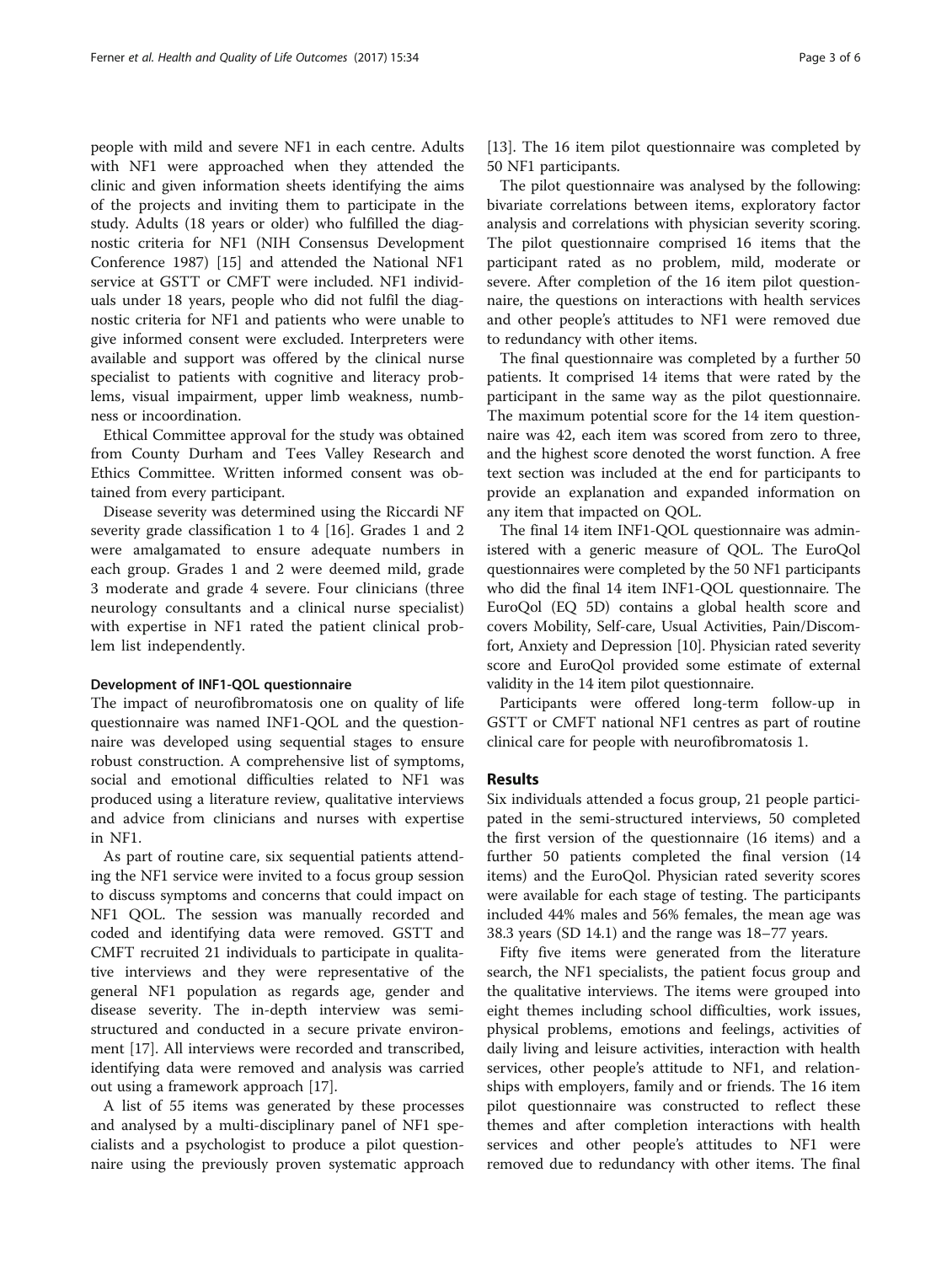people with mild and severe NF1 in each centre. Adults with NF1 were approached when they attended the clinic and given information sheets identifying the aims of the projects and inviting them to participate in the study. Adults (18 years or older) who fulfilled the diagnostic criteria for NF1 (NIH Consensus Development Conference 1987) [15] and attended the National NF1 service at GSTT or CMFT were included. NF1 individuals under 18 years, people who did not fulfil the diagnostic criteria for NF1 and patients who were unable to give informed consent were excluded. Interpreters were available and support was offered by the clinical nurse specialist to patients with cognitive and literacy problems, visual impairment, upper limb weakness, numbness or incoordination.

Ethical Committee approval for the study was obtained from County Durham and Tees Valley Research and Ethics Committee. Written informed consent was obtained from every participant.

Disease severity was determined using the Riccardi NF severity grade classification 1 to 4 [16]. Grades 1 and 2 were amalgamated to ensure adequate numbers in each group. Grades 1 and 2 were deemed mild, grade 3 moderate and grade 4 severe. Four clinicians (three neurology consultants and a clinical nurse specialist) with expertise in NF1 rated the patient clinical problem list independently.

### Development of INF1-QOL questionnaire

The impact of neurofibromatosis one on quality of life questionnaire was named INF1-QOL and the questionnaire was developed using sequential stages to ensure robust construction. A comprehensive list of symptoms, social and emotional difficulties related to NF1 was produced using a literature review, qualitative interviews and advice from clinicians and nurses with expertise in NF1.

As part of routine care, six sequential patients attending the NF1 service were invited to a focus group session to discuss symptoms and concerns that could impact on NF1 QOL. The session was manually recorded and coded and identifying data were removed. GSTT and CMFT recruited 21 individuals to participate in qualitative interviews and they were representative of the general NF1 population as regards age, gender and disease severity. The in-depth interview was semi-structured and conducted in a secure private environment [17]. All interviews were recorded and transcribed, identifying data were removed and analysis was carried out using a framework approach [17].

A list of 55 items was generated by these processes and analysed by a multi-disciplinary panel of NF1 specialists and a psychologist to produce a pilot questionnaire using the previously proven systematic approach [13]. The 16 item pilot questionnaire was completed by 50 NF1 participants.

The pilot questionnaire was analysed by the following: bivariate correlations between items, exploratory factor analysis and correlations with physician severity scoring. The pilot questionnaire comprised 16 items that the participant rated as no problem, mild, moderate or severe. After completion of the 16 item pilot questionnaire, the questions on interactions with health services and other people's attitudes to NF1 were removed due to redundancy with other items.

The final questionnaire was completed by a further 50 patients. It comprised 14 items that were rated by the participant in the same way as the pilot questionnaire. The maximum potential score for the 14 item questionnaire was 42, each item was scored from zero to three, and the highest score denoted the worst function. A free text section was included at the end for participants to provide an explanation and expanded information on any item that impacted on QOL.

The final 14 item INF1-QOL questionnaire was administered with a generic measure of QOL. The EuroQol questionnaires were completed by the 50 NF1 participants who did the final 14 item INF1-QOL questionnaire. The EuroQol (EQ 5D) contains a global health score and covers Mobility, Self-care, Usual Activities, Pain/Discomfort, Anxiety and Depression [10]. Physician rated severity score and EuroQol provided some estimate of external validity in the 14 item pilot questionnaire.

Participants were offered long-term follow-up in GSTT or CMFT national NF1 centres as part of routine clinical care for people with neurofibromatosis 1.

## Results

Six individuals attended a focus group, 21 people participated in the semi-structured interviews, 50 completed the first version of the questionnaire (16 items) and a further 50 patients completed the final version (14 items) and the EuroQol. Physician rated severity scores were available for each stage of testing. The participants included 44% males and 56% females, the mean age was 38.3 years (SD 14.1) and the range was 18–77 years.

Fifty five items were generated from the literature search, the NF1 specialists, the patient focus group and the qualitative interviews. The items were grouped into eight themes including school difficulties, work issues, physical problems, emotions and feelings, activities of daily living and leisure activities, interaction with health services, other people's attitude to NF1, and relationships with employers, family and or friends. The 16 item pilot questionnaire was constructed to reflect these themes and after completion interactions with health services and other people's attitudes to NF1 were removed due to redundancy with other items. The final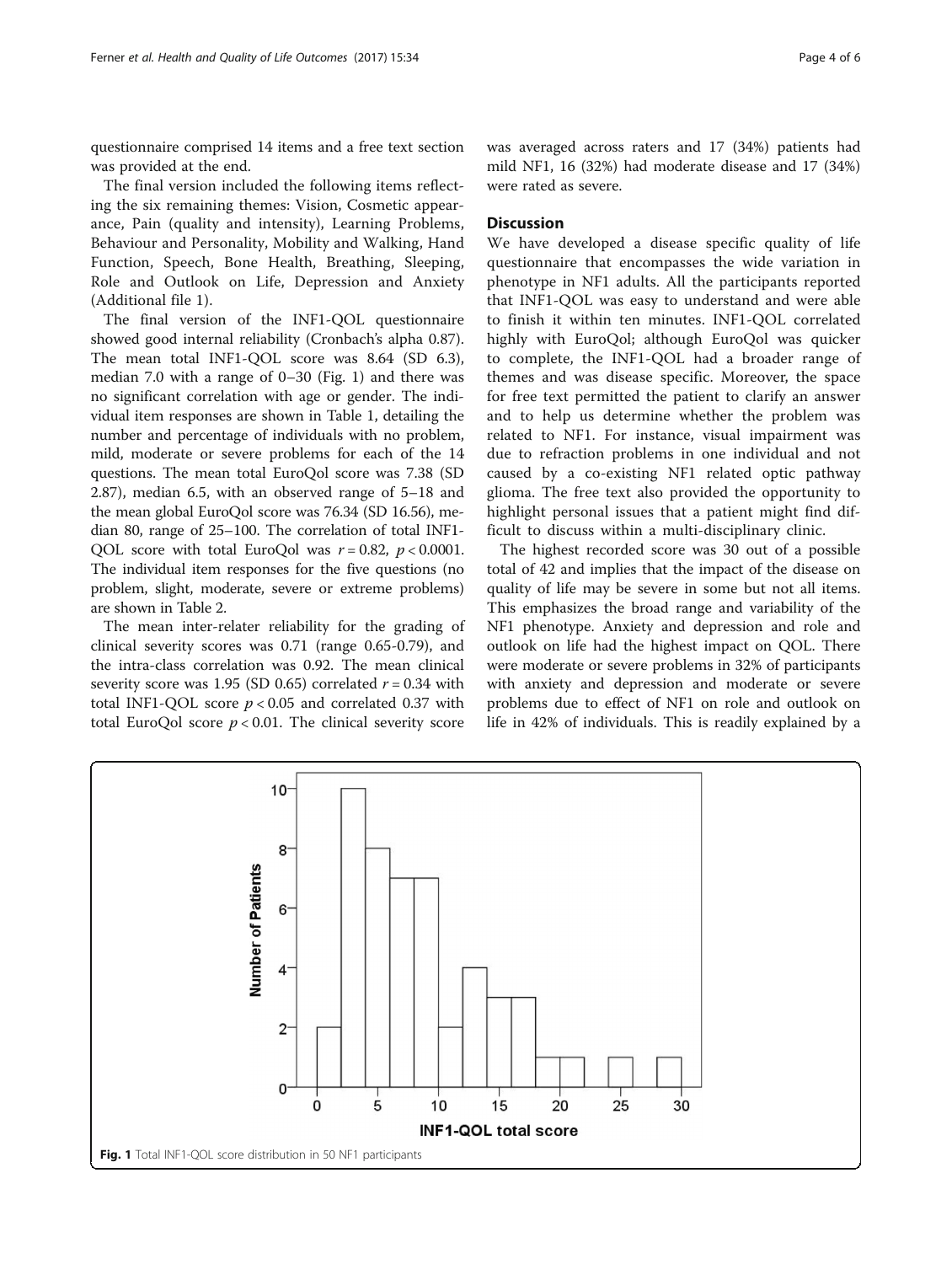questionnaire comprised 14 items and a free text section was provided at the end.

The final version included the following items reflecting the six remaining themes: Vision, Cosmetic appearance, Pain (quality and intensity), Learning Problems, Behaviour and Personality, Mobility and Walking, Hand Function, Speech, Bone Health, Breathing, Sleeping, Role and Outlook on Life, Depression and Anxiety (Additional file 1).

The final version of the INF1-QOL questionnaire showed good internal reliability (Cronbach's alpha 0.87). The mean total INF1-QOL score was 8.64 (SD 6.3), median 7.0 with a range of 0–30 (Fig. 1) and there was no significant correlation with age or gender. The individual item responses are shown in Table 1, detailing the number and percentage of individuals with no problem, mild, moderate or severe problems for each of the 14 questions. The mean total EuroQol score was 7.38 (SD 2.87), median 6.5, with an observed range of 5–18 and the mean global EuroQol score was 76.34 (SD 16.56), median 80, range of 25–100. The correlation of total INF1-QOL score with total EuroQol was $r = 0.82$, $p < 0.0001$. The individual item responses for the five questions (no problem, slight, moderate, severe or extreme problems) are shown in Table 2.

The mean inter-relater reliability for the grading of clinical severity scores was 0.71 (range 0.65-0.79), and the intra-class correlation was 0.92. The mean clinical severity score was 1.95 (SD 0.65) correlated $r = 0.34$ with total INF1-QOL score $p < 0.05$ and correlated 0.37 with total EuroQol score $p < 0.01$. The clinical severity score was averaged across raters and 17 (34%) patients had mild NF1, 16 (32%) had moderate disease and 17 (34%) were rated as severe.

## Discussion

We have developed a disease specific quality of life questionnaire that encompasses the wide variation in phenotype in NF1 adults. All the participants reported that INF1-QOL was easy to understand and were able to finish it within ten minutes. INF1-QOL correlated highly with EuroQol; although EuroQol was quicker to complete, the INF1-QOL had a broader range of themes and was disease specific. Moreover, the space for free text permitted the patient to clarify an answer and to help us determine whether the problem was related to NF1. For instance, visual impairment was due to refraction problems in one individual and not caused by a co-existing NF1 related optic pathway glioma. The free text also provided the opportunity to highlight personal issues that a patient might find difficult to discuss within a multi-disciplinary clinic.

The highest recorded score was 30 out of a possible total of 42 and implies that the impact of the disease on quality of life may be severe in some but not all items. This emphasizes the broad range and variability of the NF1 phenotype. Anxiety and depression and role and outlook on life had the highest impact on QOL. There were moderate or severe problems in 32% of participants with anxiety and depression and moderate or severe problems due to effect of NF1 on role and outlook on life in 42% of individuals. This is readily explained by a

**Fig. 1** Total INF1-QOL score distribution in 50 NF1 participants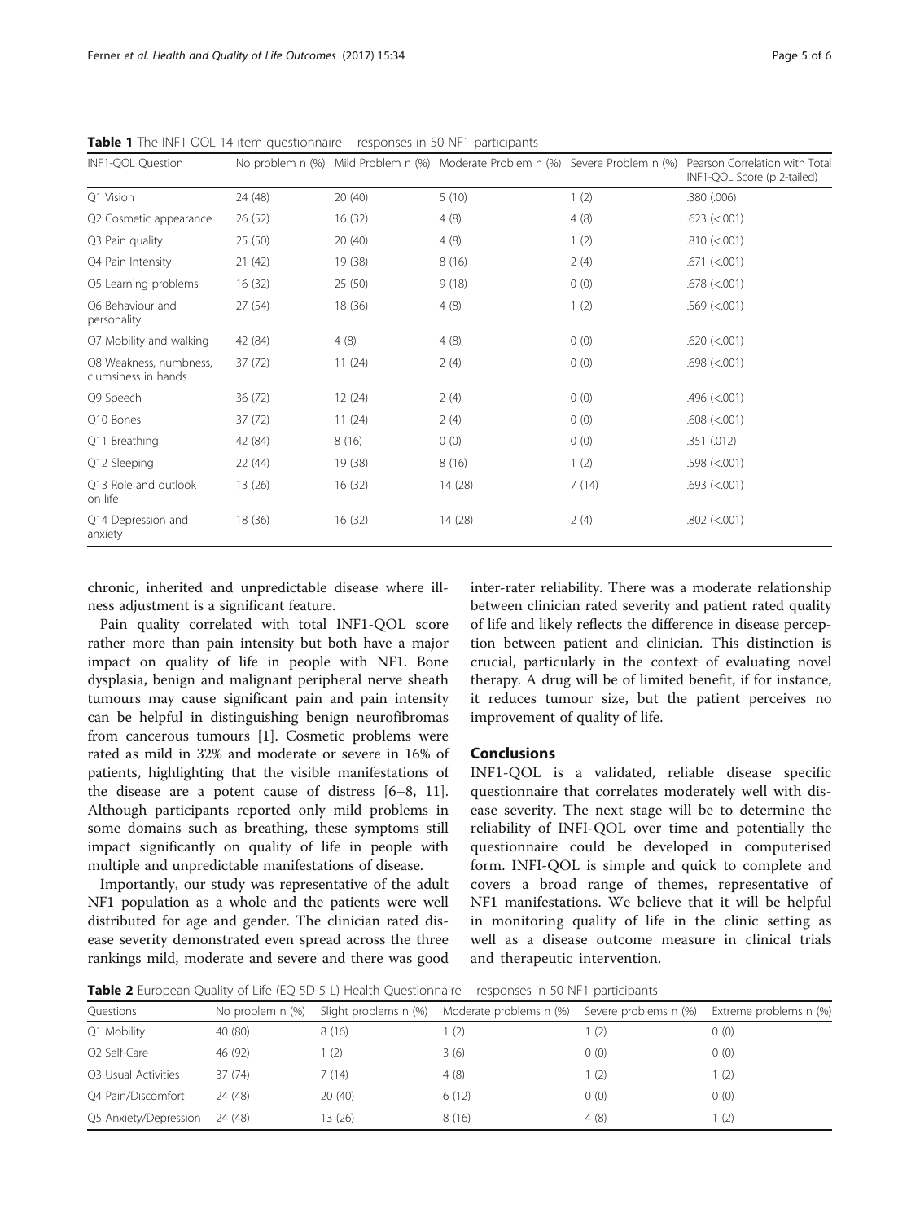**Table 1** The INF1-QOL 14 item questionnaire – responses in 50 NF1 participants

| INF1-QOL Question | No problem n (%) | Mild Problem n (%) | Moderate Problem n (%) | Severe Problem n (%) | Pearson Correlation with Total INF1-QOL Score (p 2-tailed) |
|---|---|---|---|---|---|
| Q1 Vision | 24 (48) | 20 (40) | 5 (10) | 1 (2) | .380 (.006) |
| Q2 Cosmetic appearance | 26 (52) | 16 (32) | 4 (8) | 4 (8) | .623 (<.001) |
| Q3 Pain quality | 25 (50) | 20 (40) | 4 (8) | 1 (2) | .810 (<.001) |
| Q4 Pain Intensity | 21 (42) | 19 (38) | 8 (16) | 2 (4) | .671 (<.001) |
| Q5 Learning problems | 16 (32) | 25 (50) | 9 (18) | 0 (0) | .678 (<.001) |
| Q6 Behaviour and personality | 27 (54) | 18 (36) | 4 (8) | 1 (2) | .569 (<.001) |
| Q7 Mobility and walking | 42 (84) | 4 (8) | 4 (8) | 0 (0) | .620 (<.001) |
| Q8 Weakness, numbness, clumsiness in hands | 37 (72) | 11 (24) | 2 (4) | 0 (0) | .698 (<.001) |
| Q9 Speech | 36 (72) | 12 (24) | 2 (4) | 0 (0) | .496 (<.001) |
| Q10 Bones | 37 (72) | 11 (24) | 2 (4) | 0 (0) | .608 (<.001) |
| Q11 Breathing | 42 (84) | 8 (16) | 0 (0) | 0 (0) | .351 (.012) |
| Q12 Sleeping | 22 (44) | 19 (38) | 8 (16) | 1 (2) | .598 (<.001) |
| Q13 Role and outlook on life | 13 (26) | 16 (32) | 14 (28) | 7 (14) | .693 (<.001) |
| Q14 Depression and anxiety | 18 (36) | 16 (32) | 14 (28) | 2 (4) | .802 (<.001) |

chronic, inherited and unpredictable disease where illness adjustment is a significant feature.

Pain quality correlated with total INF1-QOL score rather more than pain intensity but both have a major impact on quality of life in people with NF1. Bone dysplasia, benign and malignant peripheral nerve sheath tumours may cause significant pain and pain intensity can be helpful in distinguishing benign neurofibromas from cancerous tumours [1]. Cosmetic problems were rated as mild in 32% and moderate or severe in 16% of patients, highlighting that the visible manifestations of the disease are a potent cause of distress [6–8, 11]. Although participants reported only mild problems in some domains such as breathing, these symptoms still impact significantly on quality of life in people with multiple and unpredictable manifestations of disease.

Importantly, our study was representative of the adult NF1 population as a whole and the patients were well distributed for age and gender. The clinician rated disease severity demonstrated even spread across the three rankings mild, moderate and severe and there was good inter-rater reliability. There was a moderate relationship between clinician rated severity and patient rated quality of life and likely reflects the difference in disease perception between patient and clinician. This distinction is crucial, particularly in the context of evaluating novel therapy. A drug will be of limited benefit, if for instance, it reduces tumour size, but the patient perceives no improvement of quality of life.

## Conclusions

INF1-QOL is a validated, reliable disease specific questionnaire that correlates moderately well with disease severity. The next stage will be to determine the reliability of INFI-QOL over time and potentially the questionnaire could be developed in computerised form. INFI-QOL is simple and quick to complete and covers a broad range of themes, representative of NF1 manifestations. We believe that it will be helpful in monitoring quality of life in the clinic setting as well as a disease outcome measure in clinical trials and therapeutic intervention.

**Table 2** European Quality of Life (EQ-5D-5 L) Health Questionnaire – responses in 50 NF1 participants

| Questions | No problem n (%) | Slight problems n (%) | Moderate problems n (%) | Severe problems n (%) | Extreme problems n (%) |
|---|---|---|---|---|---|
| Q1 Mobility | 40 (80) | 8 (16) | 1 (2) | 1 (2) | 0 (0) |
| Q2 Self-Care | 46 (92) | 1 (2) | 3 (6) | 0 (0) | 0 (0) |
| Q3 Usual Activities | 37 (74) | 7 (14) | 4 (8) | 1 (2) | 1 (2) |
| Q4 Pain/Discomfort | 24 (48) | 20 (40) | 6 (12) | 0 (0) | 0 (0) |
| Q5 Anxiety/Depression | 24 (48) | 13 (26) | 8 (16) | 4 (8) | 1 (2) |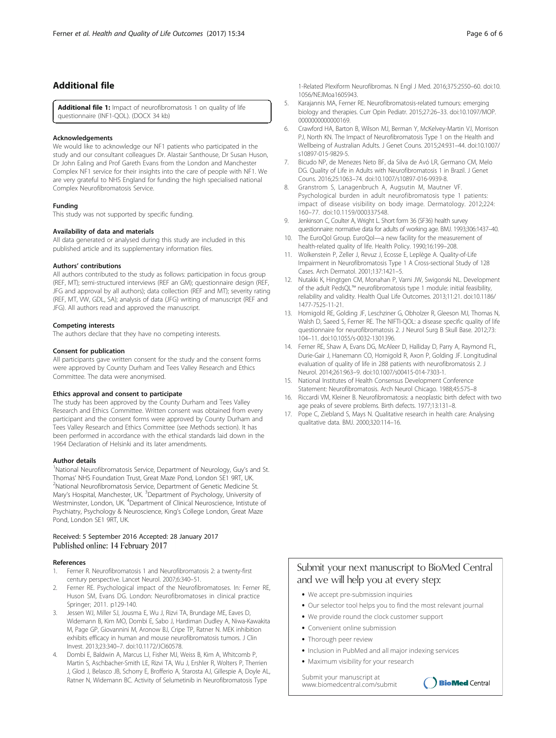## Additional file

**Additional file 1:** Impact of neurofibromatosis 1 on quality of life questionnaire (INF1-QOL). (DOCX 34 kb)

### Acknowledgements

We would like to acknowledge our NF1 patients who participated in the study and our consultant colleagues Dr. Alastair Santhouse, Dr Susan Huson, Dr John Ealing and Prof Gareth Evans from the London and Manchester Complex NF1 service for their insights into the care of people with NF1. We are very grateful to NHS England for funding the high specialised national Complex Neurofibromatosis Service.

### Funding

This study was not supported by specific funding.

### Availability of data and materials

All data generated or analysed during this study are included in this published article and its supplementary information files.

### Authors' contributions

All authors contributed to the study as follows: participation in focus group (REF, MT); semi-structured interviews (REF an GM); questionnaire design (REF, JFG and approval by all authors); data collection (REF and MT); severity rating (REF, MT, VW, GDL, SA); analysis of data (JFG) writing of manuscript (REF and JFG). All authors read and approved the manuscript.

### Competing interests

The authors declare that they have no competing interests.

### Consent for publication

All participants gave written consent for the study and the consent forms were approved by County Durham and Tees Valley Research and Ethics Committee. The data were anonymised.

### Ethics approval and consent to participate

The study has been approved by the County Durham and Tees Valley Research and Ethics Committee. Written consent was obtained from every participant and the consent forms were approved by County Durham and Tees Valley Research and Ethics Committee (see Methods section). It has been performed in accordance with the ethical standards laid down in the 1964 Declaration of Helsinki and its later amendments.

### Author details

[1]National Neurofibromatosis Service, Department of Neurology, Guy's and St. Thomas' NHS Foundation Trust, Great Maze Pond, London SE1 9RT, UK. [2]National Neurofibromatosis Service, Department of Genetic Medicine St. Mary's Hospital, Manchester, UK. [3]Department of Psychology, University of Westminster, London, UK. [4]Department of Clinical Neuroscience, Intistute of Psychiatry, Psychology & Neuroscience, King's College London, Great Maze Pond, London SE1 9RT, UK.

Received: 5 September 2016 Accepted: 28 January 2017
Published online: 14 February 2017

### References

1. Ferner R. Neurofibromatosis 1 and Neurofibromatosis 2: a twenty-first century perspective. Lancet Neurol. 2007;6:340–51.
2. Ferner RE. Psychological impact of the Neurofibromatoses. In: Ferner RE, Huson SM, Evans DG. London: Neurofibromatoses in clinical practice Springer; 2011. p129-140.
3. Jessen WJ, Miller SJ, Jousma E, Wu J, Rizvi TA, Brundage ME, Eaves D, Widemann B, Kim MO, Dombi E, Sabo J, Hardiman Dudley A, Niwa-Kawakita M, Page GP, Giovannini M, Aronow BJ, Cripe TP, Ratner N. MEK inhibition exhibits efficacy in human and mouse neurofibromatosis tumors. J Clin Invest. 2013;23:340–7. doi:10.1172/JCI60578.
4. Dombi E, Baldwin A, Marcus LJ, Fisher MJ, Weiss B, Kim A, Whitcomb P, Martin S, Aschbacher-Smith LE, Rizvi TA, Wu J, Ershler R, Wolters P, Therrien J, Glod J, Belasco JB, Schorry E, Brofferio A, Starosta AJ, Gillespie A, Doyle AL, Ratner N, Widemann BC. Activity of Selumetinib in Neurofibromatosis Type 1-Related Plexiform Neurofibromas. N Engl J Med. 2016;375:2550–60. doi:10.1056/NEJMoa1605943.
5. Karajannis MA, Ferner RE. Neurofibromatosis-related tumours: emerging biology and therapies. Curr Opin Pediatr. 2015;27:26–33. doi:10.1097/MOP.0000000000000169.
6. Crawford HA, Barton B, Wilson MJ, Berman Y, McKelvey-Martin VJ, Morrison PJ, North KN. The Impact of Neurofibromatosis Type 1 on the Health and Wellbeing of Australian Adults. J Genet Couns. 2015;24:931–44. doi:10.1007/s10897-015-9829-5.
7. Bicudo NP, de Menezes Neto BF, da Silva de Avó LR, Germano CM, Melo DG. Quality of Life in Adults with Neurofibromatosis 1 in Brazil. J Genet Couns. 2016;25:1063–74. doi:10.1007/s10897-016-9939-8.
8. Granstrom S, Lanagenbruch A, Augsutin M, Mautner VF. Psychological burden in adult neurofibromatosis type 1 patients: impact of disease visibility on body image. Dermatology. 2012;224:160–77. doi:10.1159/000337548.
9. Jenkinson C, Coulter A, Wright L. Short form 36 (SF36) health survey questionnaire: normative data for adults of working age. BMJ. 1993;306:1437–40.
10. The EuroQol Group. EuroQol—a new facility for the measurement of health-related quality of life. Health Policy. 1990;16:199–208.
11. Wolkenstein P, Zeller J, Revuz J, Ecosse E, Leplège A. Quality-of-Life Impairment in Neurofibromatosis Type 1 A Cross-sectional Study of 128 Cases. Arch Dermatol. 2001;137:1421–5.
12. Nutakki K, Hingtgen CM, Monahan P, Varni JW, Swigonski NL. Development of the adult PedsQL™ neurofibromatosis type 1 module: initial feasibility, reliability and validity. Health Qual Life Outcomes. 2013;11:21. doi:10.1186/1477-7525-11-21.
13. Hornigold RE, Golding JF, Leschziner G, Obholzer R, Gleeson MJ, Thomas N, Walsh D, Saeed S, Ferner RE. The NFTI-QOL: a disease specific quality of life questionnaire for neurofibromatosis 2. J Neurol Surg B Skull Base. 2012;73:104–11. doi:10.1055/s-0032-1301396.
14. Ferner RE, Shaw A, Evans DG, McAleer D, Halliday D, Parry A, Raymond FL, Durie-Gair J, Hanemann CO, Hornigold R, Axon P, Golding JF. Longitudinal evaluation of quality of life in 288 patients with neurofibromatosis 2. J Neurol. 2014;261:963–9. doi:10.1007/s00415-014-7303-1.
15. National Institutes of Health Consensus Development Conference Statement: Neurofibromatosis. Arch Neurol Chicago. 1988;45:575–8
16. Riccardi VM, Kleiner B. Neurofibromatosis: a neoplastic birth defect with two age peaks of severe problems. Birth defects. 1977;13:131–8.
17. Pope C, Ziebland S, Mays N. Qualitative research in health care: Analysing qualitative data. BMJ. 2000;320:114–16.

Submit your next manuscript to BioMed Central and we will help you at every step:

- We accept pre-submission inquiries
- Our selector tool helps you to find the most relevant journal
- We provide round the clock customer support
- Convenient online submission
- Thorough peer review
- Inclusion in PubMed and all major indexing services
- Maximum visibility for your research

Submit your manuscript at www.biomedcentral.com/submit

BioMed Central